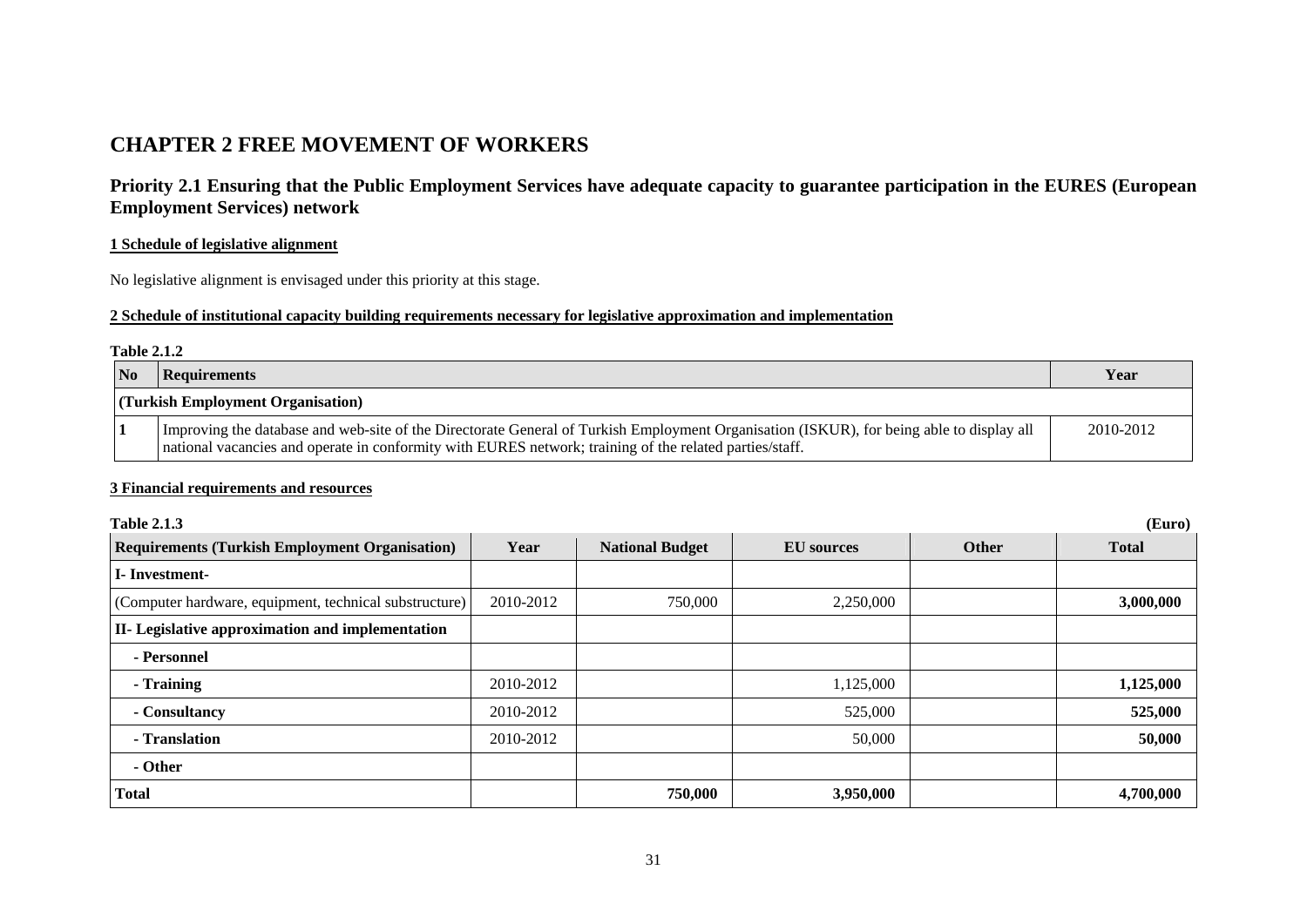# CHAPTER 2 FREE MOVEMENT OF WORKERS

## Priority 2.1 Ensuring that the Public Employment Services have adequate capacity to guarantee participation in the EURES (European Employment Services) network

### 1 Schedule of legislative alignment

No legislative alignment is envisaged under this priority at this stage.

### 2 Schedule of institutional capacity building requirements necessary for legislative approximation and implementation

**Table 2.1.2**

| No | Requirements | Year |
|---|---|---|
| **(Turkish Employment Organisation)** | | |
| 1 | Improving the database and web-site of the Directorate General of Turkish Employment Organisation (ISKUR), for being able to display all national vacancies and operate in conformity with EURES network; training of the related parties/staff. | 2010-2012 |

### 3 Financial requirements and resources

**Table 2.1.3** **(Euro)**

| Requirements (Turkish Employment Organisation) | Year | National Budget | EU sources | Other | Total |
|---|---|---|---|---|---|
| **I- Investment-** | | | | | |
| (Computer hardware, equipment, technical substructure) | 2010-2012 | 750,000 | 2,250,000 | | **3,000,000** |
| **II- Legislative approximation and implementation** | | | | | |
| **- Personnel** | | | | | |
| **- Training** | 2010-2012 | | 1,125,000 | | **1,125,000** |
| **- Consultancy** | 2010-2012 | | 525,000 | | **525,000** |
| **- Translation** | 2010-2012 | | 50,000 | | **50,000** |
| **- Other** | | | | | |
| **Total** | | **750,000** | **3,950,000** | | **4,700,000** |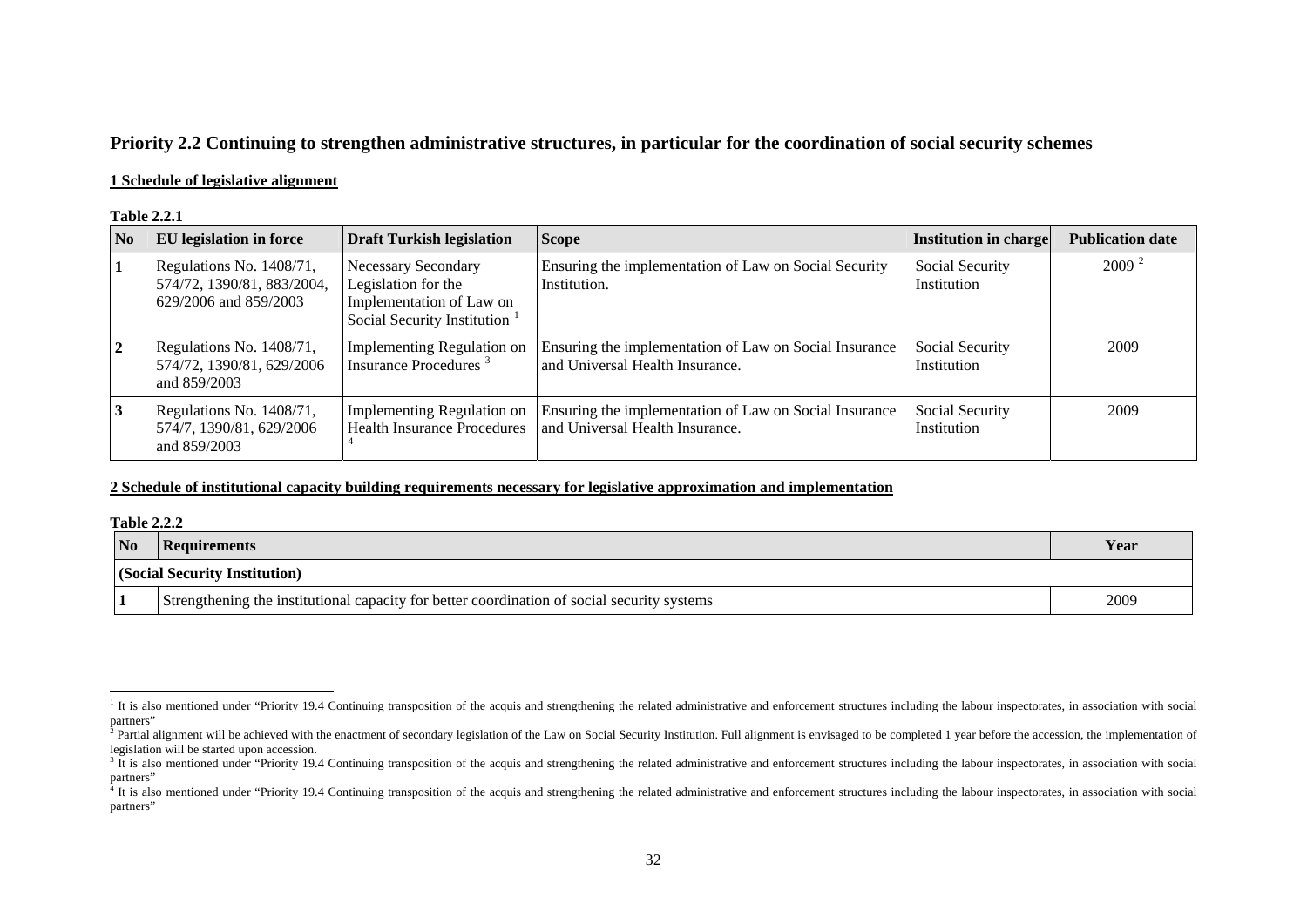## Priority 2.2 Continuing to strengthen administrative structures, in particular for the coordination of social security schemes

**1 Schedule of legislative alignment**

**Table 2.2.1**

| No | EU legislation in force | Draft Turkish legislation | Scope | Institution in charge | Publication date |
|---|---|---|---|---|---|
| 1 | Regulations No. 1408/71, 574/72, 1390/81, 883/2004, 629/2006 and 859/2003 | Necessary Secondary Legislation for the Implementation of Law on Social Security Institution [1] | Ensuring the implementation of Law on Social Security Institution. | Social Security Institution | 2009 [2] |
| 2 | Regulations No. 1408/71, 574/72, 1390/81, 629/2006 and 859/2003 | Implementing Regulation on Insurance Procedures [3] | Ensuring the implementation of Law on Social Insurance and Universal Health Insurance. | Social Security Institution | 2009 |
| 3 | Regulations No. 1408/71, 574/7, 1390/81, 629/2006 and 859/2003 | Implementing Regulation on Health Insurance Procedures [4] | Ensuring the implementation of Law on Social Insurance and Universal Health Insurance. | Social Security Institution | 2009 |

**2 Schedule of institutional capacity building requirements necessary for legislative approximation and implementation**

**Table 2.2.2**

| No | Requirements | Year |
|---|---|---|
| **(Social Security Institution)** | | |
| 1 | Strengthening the institutional capacity for better coordination of social security systems | 2009 |

---

[1] It is also mentioned under "Priority 19.4 Continuing transposition of the acquis and strengthening the related administrative and enforcement structures including the labour inspectorates, in association with social partners"

[2] Partial alignment will be achieved with the enactment of secondary legislation of the Law on Social Security Institution. Full alignment is envisaged to be completed 1 year before the accession, the implementation of legislation will be started upon accession.

[3] It is also mentioned under "Priority 19.4 Continuing transposition of the acquis and strengthening the related administrative and enforcement structures including the labour inspectorates, in association with social partners"

[4] It is also mentioned under "Priority 19.4 Continuing transposition of the acquis and strengthening the related administrative and enforcement structures including the labour inspectorates, in association with social partners"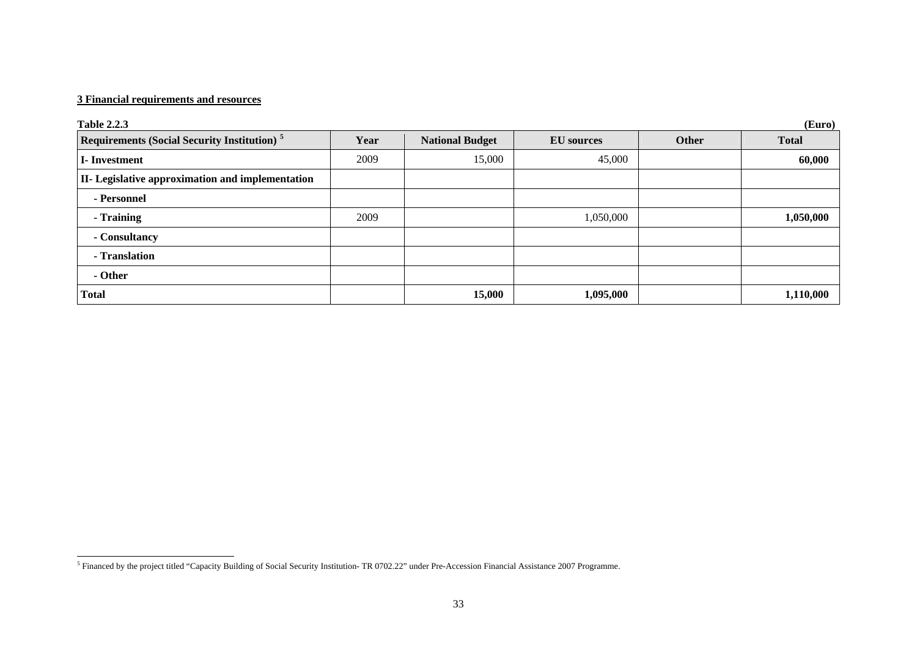**3 Financial requirements and resources**

**Table 2.2.3** **(Euro)**

| Requirements (Social Security Institution) [5] | Year | National Budget | EU sources | Other | Total |
|---|---|---|---|---|---|
| **I- Investment** | 2009 | 15,000 | 45,000 | | **60,000** |
| **II- Legislative approximation and implementation** | | | | | |
| **- Personnel** | | | | | |
| **- Training** | 2009 | | 1,050,000 | | **1,050,000** |
| **- Consultancy** | | | | | |
| **- Translation** | | | | | |
| **- Other** | | | | | |
| **Total** | | **15,000** | **1,095,000** | | **1,110,000** |

[5] Financed by the project titled "Capacity Building of Social Security Institution- TR 0702.22" under Pre-Accession Financial Assistance 2007 Programme.